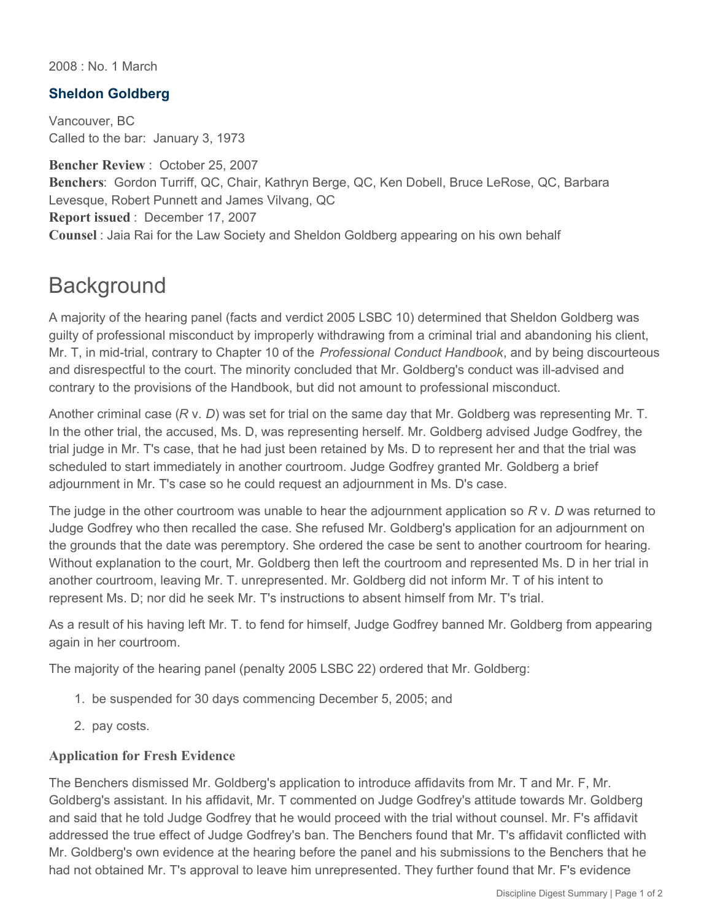2008 : No. 1 March

### Sheldon Goldberg

Vancouver, BC
Called to the bar: January 3, 1973

**Bencher Review** : October 25, 2007
**Benchers**: Gordon Turriff, QC, Chair, Kathryn Berge, QC, Ken Dobell, Bruce LeRose, QC, Barbara Levesque, Robert Punnett and James Vilvang, QC
**Report issued** : December 17, 2007
**Counsel** : Jaia Rai for the Law Society and Sheldon Goldberg appearing on his own behalf

# Background

A majority of the hearing panel (facts and verdict 2005 LSBC 10) determined that Sheldon Goldberg was guilty of professional misconduct by improperly withdrawing from a criminal trial and abandoning his client, Mr. T, in mid-trial, contrary to Chapter 10 of the *Professional Conduct Handbook*, and by being discourteous and disrespectful to the court. The minority concluded that Mr. Goldberg's conduct was ill-advised and contrary to the provisions of the Handbook, but did not amount to professional misconduct.

Another criminal case (*R* v. *D*) was set for trial on the same day that Mr. Goldberg was representing Mr. T. In the other trial, the accused, Ms. D, was representing herself. Mr. Goldberg advised Judge Godfrey, the trial judge in Mr. T's case, that he had just been retained by Ms. D to represent her and that the trial was scheduled to start immediately in another courtroom. Judge Godfrey granted Mr. Goldberg a brief adjournment in Mr. T's case so he could request an adjournment in Ms. D's case.

The judge in the other courtroom was unable to hear the adjournment application so *R* v. *D* was returned to Judge Godfrey who then recalled the case. She refused Mr. Goldberg's application for an adjournment on the grounds that the date was peremptory. She ordered the case be sent to another courtroom for hearing. Without explanation to the court, Mr. Goldberg then left the courtroom and represented Ms. D in her trial in another courtroom, leaving Mr. T. unrepresented. Mr. Goldberg did not inform Mr. T of his intent to represent Ms. D; nor did he seek Mr. T's instructions to absent himself from Mr. T's trial.

As a result of his having left Mr. T. to fend for himself, Judge Godfrey banned Mr. Goldberg from appearing again in her courtroom.

The majority of the hearing panel (penalty 2005 LSBC 22) ordered that Mr. Goldberg:

1. be suspended for 30 days commencing December 5, 2005; and
2. pay costs.

### Application for Fresh Evidence

The Benchers dismissed Mr. Goldberg's application to introduce affidavits from Mr. T and Mr. F, Mr. Goldberg's assistant. In his affidavit, Mr. T commented on Judge Godfrey's attitude towards Mr. Goldberg and said that he told Judge Godfrey that he would proceed with the trial without counsel. Mr. F's affidavit addressed the true effect of Judge Godfrey's ban. The Benchers found that Mr. T's affidavit conflicted with Mr. Goldberg's own evidence at the hearing before the panel and his submissions to the Benchers that he had not obtained Mr. T's approval to leave him unrepresented. They further found that Mr. F's evidence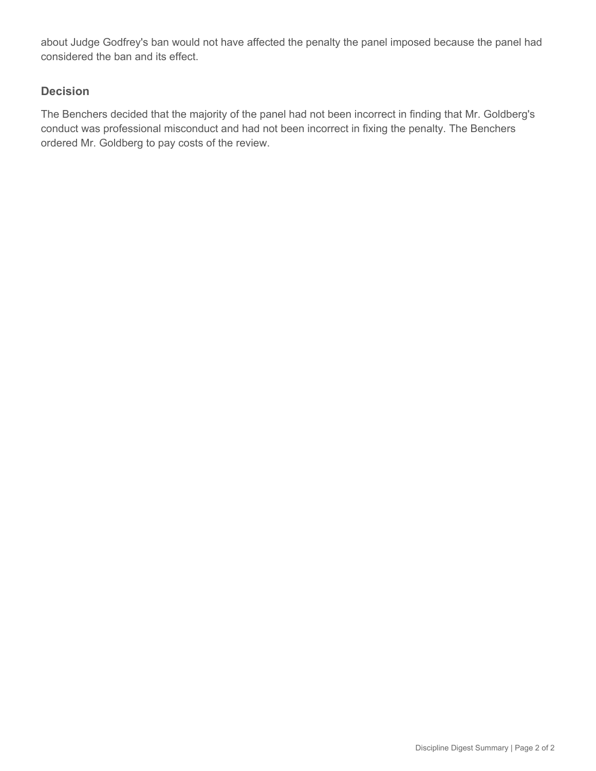about Judge Godfrey's ban would not have affected the penalty the panel imposed because the panel had considered the ban and its effect.

### Decision

The Benchers decided that the majority of the panel had not been incorrect in finding that Mr. Goldberg's conduct was professional misconduct and had not been incorrect in fixing the penalty. The Benchers ordered Mr. Goldberg to pay costs of the review.